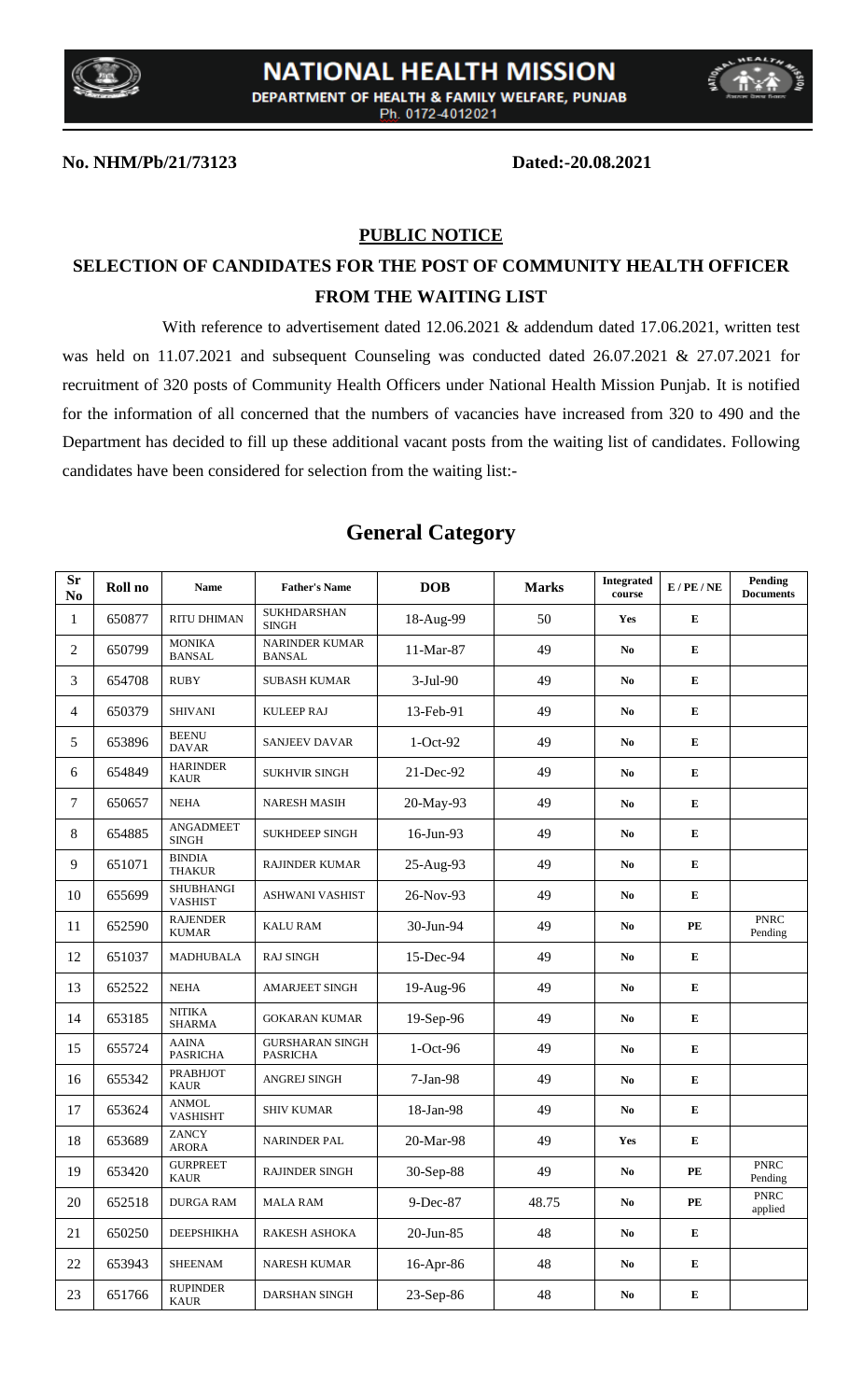# NATIONAL HEALTH MISSION

DEPARTMENT OF HEALTH & FAMILY WELFARE, PUNJAB

Ph. 0172-4012021

**No. NHM/Pb/21/73123** **Dated:-20.08.2021**

## PUBLIC NOTICE

## SELECTION OF CANDIDATES FOR THE POST OF COMMUNITY HEALTH OFFICER FROM THE WAITING LIST

With reference to advertisement dated 12.06.2021 & addendum dated 17.06.2021, written test was held on 11.07.2021 and subsequent Counseling was conducted dated 26.07.2021 & 27.07.2021 for recruitment of 320 posts of Community Health Officers under National Health Mission Punjab. It is notified for the information of all concerned that the numbers of vacancies have increased from 320 to 490 and the Department has decided to fill up these additional vacant posts from the waiting list of candidates. Following candidates have been considered for selection from the waiting list:-

## General Category

| Sr No | Roll no | Name | Father's Name | DOB | Marks | Integrated course | E / PE / NE | Pending Documents |
|---|---|---|---|---|---|---|---|---|
| 1 | 650877 | RITU DHIMAN | SUKHDARSHAN SINGH | 18-Aug-99 | 50 | Yes | E | |
| 2 | 650799 | MONIKA BANSAL | NARINDER KUMAR BANSAL | 11-Mar-87 | 49 | No | E | |
| 3 | 654708 | RUBY | SUBASH KUMAR | 3-Jul-90 | 49 | No | E | |
| 4 | 650379 | SHIVANI | KULEEP RAJ | 13-Feb-91 | 49 | No | E | |
| 5 | 653896 | BEENU DAVAR | SANJEEV DAVAR | 1-Oct-92 | 49 | No | E | |
| 6 | 654849 | HARINDER KAUR | SUKHVIR SINGH | 21-Dec-92 | 49 | No | E | |
| 7 | 650657 | NEHA | NARESH MASIH | 20-May-93 | 49 | No | E | |
| 8 | 654885 | ANGADMEET SINGH | SUKHDEEP SINGH | 16-Jun-93 | 49 | No | E | |
| 9 | 651071 | BINDIA THAKUR | RAJINDER KUMAR | 25-Aug-93 | 49 | No | E | |
| 10 | 655699 | SHUBHANGI VASHIST | ASHWANI VASHIST | 26-Nov-93 | 49 | No | E | |
| 11 | 652590 | RAJENDER KUMAR | KALU RAM | 30-Jun-94 | 49 | No | PE | PNRC Pending |
| 12 | 651037 | MADHUBALA | RAJ SINGH | 15-Dec-94 | 49 | No | E | |
| 13 | 652522 | NEHA | AMARJEET SINGH | 19-Aug-96 | 49 | No | E | |
| 14 | 653185 | NITIKA SHARMA | GOKARAN KUMAR | 19-Sep-96 | 49 | No | E | |
| 15 | 655724 | AAINA PASRICHA | GURSHARAN SINGH PASRICHA | 1-Oct-96 | 49 | No | E | |
| 16 | 655342 | PRABHJOT KAUR | ANGREJ SINGH | 7-Jan-98 | 49 | No | E | |
| 17 | 653624 | ANMOL VASHISHT | SHIV KUMAR | 18-Jan-98 | 49 | No | E | |
| 18 | 653689 | ZANCY ARORA | NARINDER PAL | 20-Mar-98 | 49 | Yes | E | |
| 19 | 653420 | GURPREET KAUR | RAJINDER SINGH | 30-Sep-88 | 49 | No | PE | PNRC Pending |
| 20 | 652518 | DURGA RAM | MALA RAM | 9-Dec-87 | 48.75 | No | PE | PNRC applied |
| 21 | 650250 | DEEPSHIKHA | RAKESH ASHOKA | 20-Jun-85 | 48 | No | E | |
| 22 | 653943 | SHEENAM | NARESH KUMAR | 16-Apr-86 | 48 | No | E | |
| 23 | 651766 | RUPINDER KAUR | DARSHAN SINGH | 23-Sep-86 | 48 | No | E | |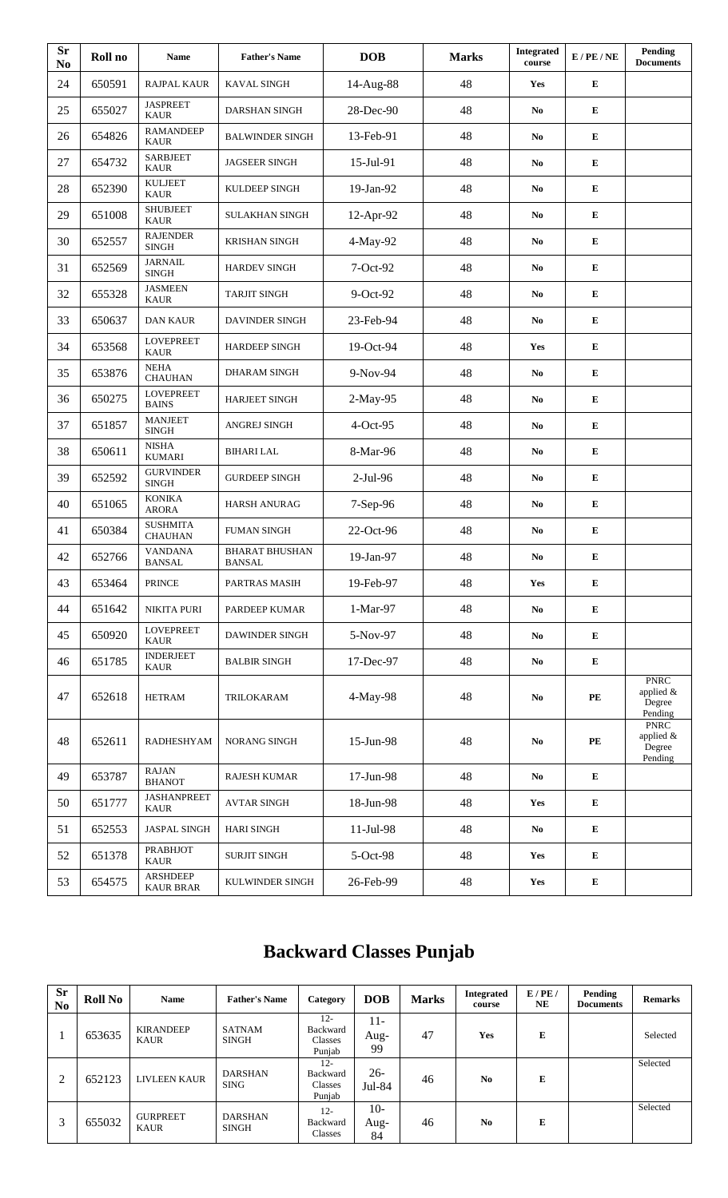| Sr No | Roll no | Name | Father's Name | DOB | Marks | Integrated course | E / PE / NE | Pending Documents |
|---|---|---|---|---|---|---|---|---|
| 24 | 650591 | RAJPAL KAUR | KAVAL SINGH | 14-Aug-88 | 48 | Yes | E | |
| 25 | 655027 | JASPREET KAUR | DARSHAN SINGH | 28-Dec-90 | 48 | No | E | |
| 26 | 654826 | RAMANDEEP KAUR | BALWINDER SINGH | 13-Feb-91 | 48 | No | E | |
| 27 | 654732 | SARBJEET KAUR | JAGSEER SINGH | 15-Jul-91 | 48 | No | E | |
| 28 | 652390 | KULJEET KAUR | KULDEEP SINGH | 19-Jan-92 | 48 | No | E | |
| 29 | 651008 | SHUBJEET KAUR | SULAKHAN SINGH | 12-Apr-92 | 48 | No | E | |
| 30 | 652557 | RAJENDER SINGH | KRISHAN SINGH | 4-May-92 | 48 | No | E | |
| 31 | 652569 | JARNAIL SINGH | HARDEV SINGH | 7-Oct-92 | 48 | No | E | |
| 32 | 655328 | JASMEEN KAUR | TARJIT SINGH | 9-Oct-92 | 48 | No | E | |
| 33 | 650637 | DAN KAUR | DAVINDER SINGH | 23-Feb-94 | 48 | No | E | |
| 34 | 653568 | LOVEPREET KAUR | HARDEEP SINGH | 19-Oct-94 | 48 | Yes | E | |
| 35 | 653876 | NEHA CHAUHAN | DHARAM SINGH | 9-Nov-94 | 48 | No | E | |
| 36 | 650275 | LOVEPREET BAINS | HARJEET SINGH | 2-May-95 | 48 | No | E | |
| 37 | 651857 | MANJEET SINGH | ANGREJ SINGH | 4-Oct-95 | 48 | No | E | |
| 38 | 650611 | NISHA KUMARI | BIHARI LAL | 8-Mar-96 | 48 | No | E | |
| 39 | 652592 | GURVINDER SINGH | GURDEEP SINGH | 2-Jul-96 | 48 | No | E | |
| 40 | 651065 | KONIKA ARORA | HARSH ANURAG | 7-Sep-96 | 48 | No | E | |
| 41 | 650384 | SUSHMITA CHAUHAN | FUMAN SINGH | 22-Oct-96 | 48 | No | E | |
| 42 | 652766 | VANDANA BANSAL | BHARAT BHUSHAN BANSAL | 19-Jan-97 | 48 | No | E | |
| 43 | 653464 | PRINCE | PARTRAS MASIH | 19-Feb-97 | 48 | Yes | E | |
| 44 | 651642 | NIKITA PURI | PARDEEP KUMAR | 1-Mar-97 | 48 | No | E | |
| 45 | 650920 | LOVEPREET KAUR | DAWINDER SINGH | 5-Nov-97 | 48 | No | E | |
| 46 | 651785 | INDERJEET KAUR | BALBIR SINGH | 17-Dec-97 | 48 | No | E | |
| 47 | 652618 | HETRAM | TRILOKARAM | 4-May-98 | 48 | No | PE | PNRC applied & Degree Pending |
| 48 | 652611 | RADHESHYAM | NORANG SINGH | 15-Jun-98 | 48 | No | PE | PNRC applied & Degree Pending |
| 49 | 653787 | RAJAN BHANOT | RAJESH KUMAR | 17-Jun-98 | 48 | No | E | |
| 50 | 651777 | JASHANPREET KAUR | AVTAR SINGH | 18-Jun-98 | 48 | Yes | E | |
| 51 | 652553 | JASPAL SINGH | HARI SINGH | 11-Jul-98 | 48 | No | E | |
| 52 | 651378 | PRABHJOT KAUR | SURJIT SINGH | 5-Oct-98 | 48 | Yes | E | |
| 53 | 654575 | ARSHDEEP KAUR BRAR | KULWINDER SINGH | 26-Feb-99 | 48 | Yes | E | |

# Backward Classes Punjab

| Sr No | Roll No | Name | Father's Name | Category | DOB | Marks | Integrated course | E / PE / NE | Pending Documents | Remarks |
|---|---|---|---|---|---|---|---|---|---|---|
| 1 | 653635 | KIRANDEEP KAUR | SATNAM SINGH | 12-Backward Classes Punjab | 11-Aug-99 | 47 | Yes | E | | Selected |
| 2 | 652123 | LIVLEEN KAUR | DARSHAN SING | 12-Backward Classes Punjab | 26-Jul-84 | 46 | No | E | | Selected |
| 3 | 655032 | GURPREET KAUR | DARSHAN SINGH | 12-Backward Classes | 10-Aug-84 | 46 | No | E | | Selected |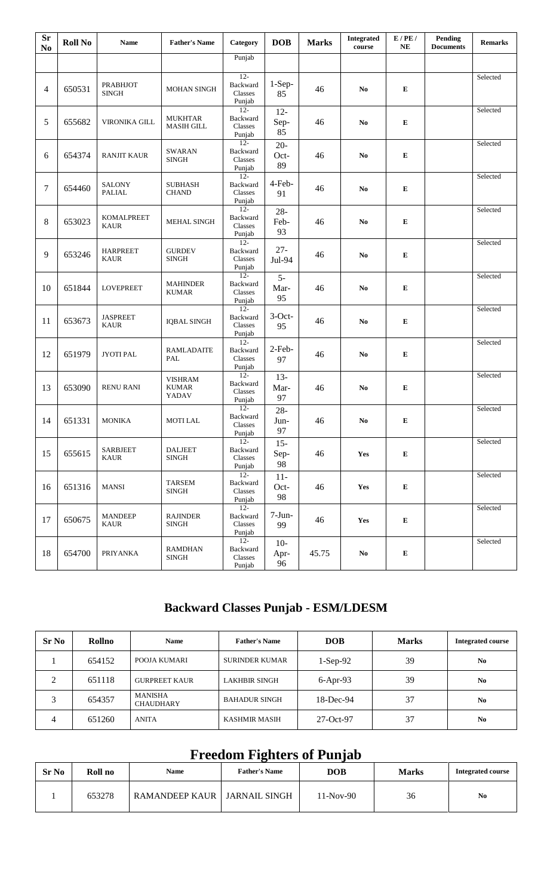| Sr No | Roll No | Name | Father's Name | Category | DOB | Marks | Integrated course | E / PE / NE | Pending Documents | Remarks |
|---|---|---|---|---|---|---|---|---|---|---|
| | | | | Punjab | | | | | | |
| 4 | 650531 | PRABHJOT SINGH | MOHAN SINGH | 12-Backward Classes Punjab | 1-Sep-85 | 46 | No | E | | Selected |
| 5 | 655682 | VIRONIKA GILL | MUKHTAR MASIH GILL | 12-Backward Classes Punjab | 12-Sep-85 | 46 | No | E | | Selected |
| 6 | 654374 | RANJIT KAUR | SWARAN SINGH | 12-Backward Classes Punjab | 20-Oct-89 | 46 | No | E | | Selected |
| 7 | 654460 | SALONY PALIAL | SUBHASH CHAND | 12-Backward Classes Punjab | 4-Feb-91 | 46 | No | E | | Selected |
| 8 | 653023 | KOMALPREET KAUR | MEHAL SINGH | 12-Backward Classes Punjab | 28-Feb-93 | 46 | No | E | | Selected |
| 9 | 653246 | HARPREET KAUR | GURDEV SINGH | 12-Backward Classes Punjab | 27-Jul-94 | 46 | No | E | | Selected |
| 10 | 651844 | LOVEPREET | MAHINDER KUMAR | 12-Backward Classes Punjab | 5-Mar-95 | 46 | No | E | | Selected |
| 11 | 653673 | JASPREET KAUR | IQBAL SINGH | 12-Backward Classes Punjab | 3-Oct-95 | 46 | No | E | | Selected |
| 12 | 651979 | JYOTI PAL | RAMLADAITE PAL | 12-Backward Classes Punjab | 2-Feb-97 | 46 | No | E | | Selected |
| 13 | 653090 | RENU RANI | VISHRAM KUMAR YADAV | 12-Backward Classes Punjab | 13-Mar-97 | 46 | No | E | | Selected |
| 14 | 651331 | MONIKA | MOTI LAL | 12-Backward Classes Punjab | 28-Jun-97 | 46 | No | E | | Selected |
| 15 | 655615 | SARBJEET KAUR | DALJEET SINGH | 12-Backward Classes Punjab | 15-Sep-98 | 46 | Yes | E | | Selected |
| 16 | 651316 | MANSI | TARSEM SINGH | 12-Backward Classes Punjab | 11-Oct-98 | 46 | Yes | E | | Selected |
| 17 | 650675 | MANDEEP KAUR | RAJINDER SINGH | 12-Backward Classes Punjab | 7-Jun-99 | 46 | Yes | E | | Selected |
| 18 | 654700 | PRIYANKA | RAMDHAN SINGH | 12-Backward Classes Punjab | 10-Apr-96 | 45.75 | No | E | | Selected |

## Backward Classes Punjab - ESM/LDESM

| Sr No | Rollno | Name | Father's Name | DOB | Marks | Integrated course |
|---|---|---|---|---|---|---|
| 1 | 654152 | POOJA KUMARI | SURINDER KUMAR | 1-Sep-92 | 39 | No |
| 2 | 651118 | GURPREET KAUR | LAKHBIR SINGH | 6-Apr-93 | 39 | No |
| 3 | 654357 | MANISHA CHAUDHARY | BAHADUR SINGH | 18-Dec-94 | 37 | No |
| 4 | 651260 | ANITA | KASHMIR MASIH | 27-Oct-97 | 37 | No |

## Freedom Fighters of Punjab

| Sr No | Roll no | Name | Father's Name | DOB | Marks | Integrated course |
|---|---|---|---|---|---|---|
| 1 | 653278 | RAMANDEEP KAUR | JARNAIL SINGH | 11-Nov-90 | 36 | No |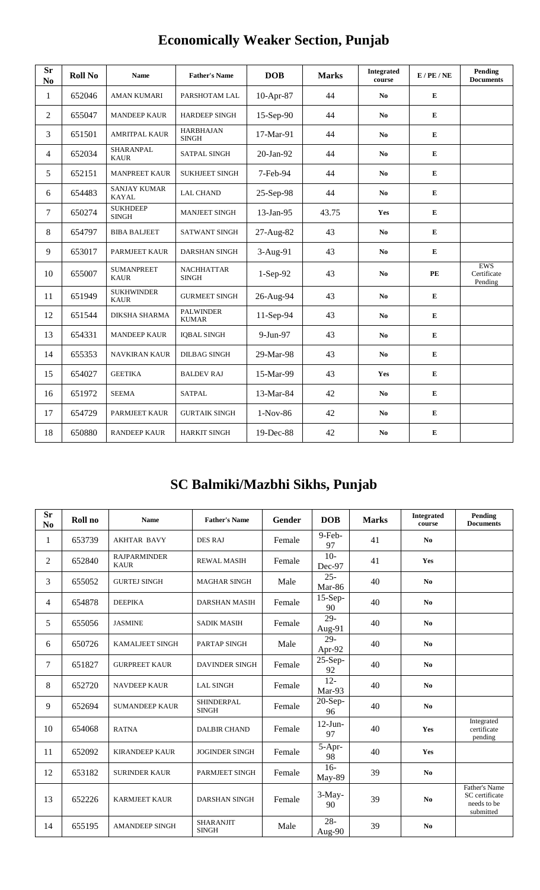# Economically Weaker Section, Punjab

| Sr No | Roll No | Name | Father's Name | DOB | Marks | Integrated course | E / PE / NE | Pending Documents |
|---|---|---|---|---|---|---|---|---|
| 1 | 652046 | AMAN KUMARI | PARSHOTAM LAL | 10-Apr-87 | 44 | No | E | |
| 2 | 655047 | MANDEEP KAUR | HARDEEP SINGH | 15-Sep-90 | 44 | No | E | |
| 3 | 651501 | AMRITPAL KAUR | HARBHAJAN SINGH | 17-Mar-91 | 44 | No | E | |
| 4 | 652034 | SHARANPAL KAUR | SATPAL SINGH | 20-Jan-92 | 44 | No | E | |
| 5 | 652151 | MANPREET KAUR | SUKHJEET SINGH | 7-Feb-94 | 44 | No | E | |
| 6 | 654483 | SANJAY KUMAR KAYAL | LAL CHAND | 25-Sep-98 | 44 | No | E | |
| 7 | 650274 | SUKHDEEP SINGH | MANJEET SINGH | 13-Jan-95 | 43.75 | Yes | E | |
| 8 | 654797 | BIBA BALJEET | SATWANT SINGH | 27-Aug-82 | 43 | No | E | |
| 9 | 653017 | PARMJEET KAUR | DARSHAN SINGH | 3-Aug-91 | 43 | No | E | |
| 10 | 655007 | SUMANPREET KAUR | NACHHATTAR SINGH | 1-Sep-92 | 43 | No | PE | EWS Certificate Pending |
| 11 | 651949 | SUKHWINDER KAUR | GURMEET SINGH | 26-Aug-94 | 43 | No | E | |
| 12 | 651544 | DIKSHA SHARMA | PALWINDER KUMAR | 11-Sep-94 | 43 | No | E | |
| 13 | 654331 | MANDEEP KAUR | IQBAL SINGH | 9-Jun-97 | 43 | No | E | |
| 14 | 655353 | NAVKIRAN KAUR | DILBAG SINGH | 29-Mar-98 | 43 | No | E | |
| 15 | 654027 | GEETIKA | BALDEV RAJ | 15-Mar-99 | 43 | Yes | E | |
| 16 | 651972 | SEEMA | SATPAL | 13-Mar-84 | 42 | No | E | |
| 17 | 654729 | PARMJEET KAUR | GURTAIK SINGH | 1-Nov-86 | 42 | No | E | |
| 18 | 650880 | RANDEEP KAUR | HARKIT SINGH | 19-Dec-88 | 42 | No | E | |

# SC Balmiki/Mazbhi Sikhs, Punjab

| Sr No | Roll no | Name | Father's Name | Gender | DOB | Marks | Integrated course | Pending Documents |
|---|---|---|---|---|---|---|---|---|
| 1 | 653739 | AKHTAR BAVY | DES RAJ | Female | 9-Feb-97 | 41 | No | |
| 2 | 652840 | RAJPARMINDER KAUR | REWAL MASIH | Female | 10-Dec-97 | 41 | Yes | |
| 3 | 655052 | GURTEJ SINGH | MAGHAR SINGH | Male | 25-Mar-86 | 40 | No | |
| 4 | 654878 | DEEPIKA | DARSHAN MASIH | Female | 15-Sep-90 | 40 | No | |
| 5 | 655056 | JASMINE | SADIK MASIH | Female | 29-Aug-91 | 40 | No | |
| 6 | 650726 | KAMALJEET SINGH | PARTAP SINGH | Male | 29-Apr-92 | 40 | No | |
| 7 | 651827 | GURPREET KAUR | DAVINDER SINGH | Female | 25-Sep-92 | 40 | No | |
| 8 | 652720 | NAVDEEP KAUR | LAL SINGH | Female | 12-Mar-93 | 40 | No | |
| 9 | 652694 | SUMANDEEP KAUR | SHINDERPAL SINGH | Female | 20-Sep-96 | 40 | No | |
| 10 | 654068 | RATNA | DALBIR CHAND | Female | 12-Jun-97 | 40 | Yes | Integrated certificate pending |
| 11 | 652092 | KIRANDEEP KAUR | JOGINDER SINGH | Female | 5-Apr-98 | 40 | Yes | |
| 12 | 653182 | SURINDER KAUR | PARMJEET SINGH | Female | 16-May-89 | 39 | No | |
| 13 | 652226 | KARMJEET KAUR | DARSHAN SINGH | Female | 3-May-90 | 39 | No | Father's Name SC certificate needs to be submitted |
| 14 | 655195 | AMANDEEP SINGH | SHARANJIT SINGH | Male | 28-Aug-90 | 39 | No | |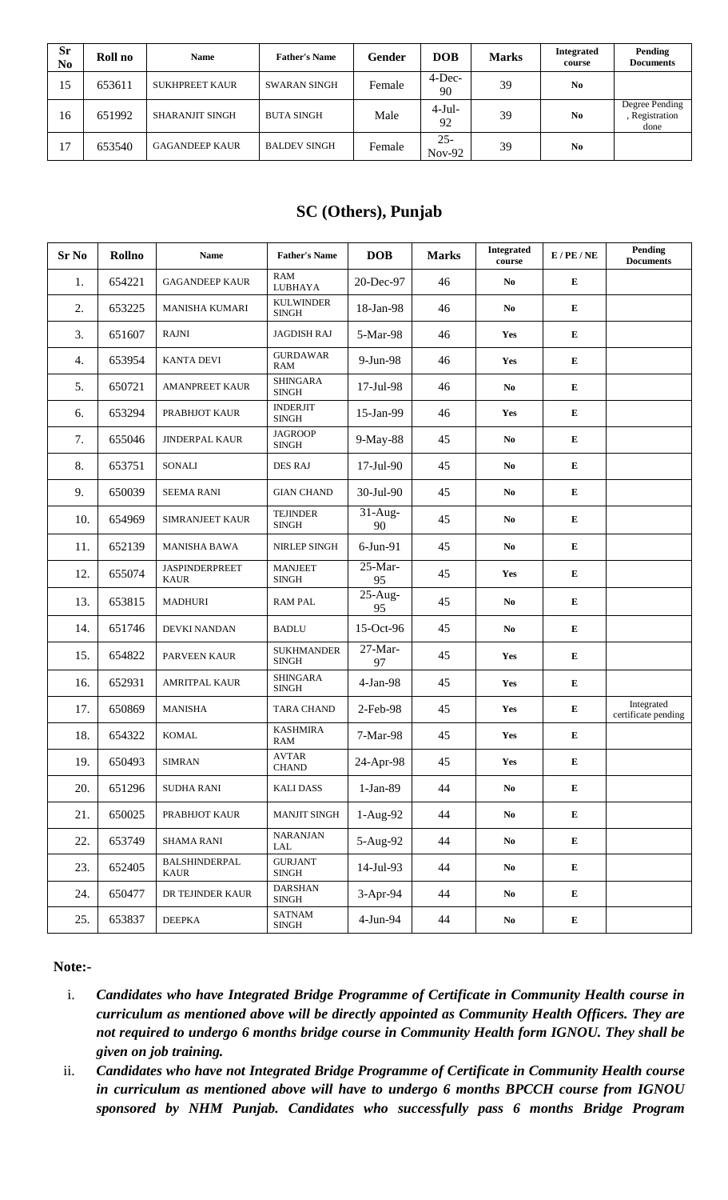| Sr No | Roll no | Name | Father's Name | Gender | DOB | Marks | Integrated course | Pending Documents |
|---|---|---|---|---|---|---|---|---|
| 15 | 653611 | SUKHPREET KAUR | SWARAN SINGH | Female | 4-Dec-90 | 39 | No | |
| 16 | 651992 | SHARANJIT SINGH | BUTA SINGH | Male | 4-Jul-92 | 39 | No | Degree Pending , Registration done |
| 17 | 653540 | GAGANDEEP KAUR | BALDEV SINGH | Female | 25-Nov-92 | 39 | No | |

## SC (Others), Punjab

| Sr No | Rollno | Name | Father's Name | DOB | Marks | Integrated course | E / PE / NE | Pending Documents |
|---|---|---|---|---|---|---|---|---|
| 1. | 654221 | GAGANDEEP KAUR | RAM LUBHAYA | 20-Dec-97 | 46 | No | E | |
| 2. | 653225 | MANISHA KUMARI | KULWINDER SINGH | 18-Jan-98 | 46 | No | E | |
| 3. | 651607 | RAJNI | JAGDISH RAJ | 5-Mar-98 | 46 | Yes | E | |
| 4. | 653954 | KANTA DEVI | GURDAWAR RAM | 9-Jun-98 | 46 | Yes | E | |
| 5. | 650721 | AMANPREET KAUR | SHINGARA SINGH | 17-Jul-98 | 46 | No | E | |
| 6. | 653294 | PRABHJOT KAUR | INDERJIT SINGH | 15-Jan-99 | 46 | Yes | E | |
| 7. | 655046 | JINDERPAL KAUR | JAGROOP SINGH | 9-May-88 | 45 | No | E | |
| 8. | 653751 | SONALI | DES RAJ | 17-Jul-90 | 45 | No | E | |
| 9. | 650039 | SEEMA RANI | GIAN CHAND | 30-Jul-90 | 45 | No | E | |
| 10. | 654969 | SIMRANJEET KAUR | TEJINDER SINGH | 31-Aug-90 | 45 | No | E | |
| 11. | 652139 | MANISHA BAWA | NIRLEP SINGH | 6-Jun-91 | 45 | No | E | |
| 12. | 655074 | JASPINDERPREET KAUR | MANJEET SINGH | 25-Mar-95 | 45 | Yes | E | |
| 13. | 653815 | MADHURI | RAM PAL | 25-Aug-95 | 45 | No | E | |
| 14. | 651746 | DEVKI NANDAN | BADLU | 15-Oct-96 | 45 | No | E | |
| 15. | 654822 | PARVEEN KAUR | SUKHMANDER SINGH | 27-Mar-97 | 45 | Yes | E | |
| 16. | 652931 | AMRITPAL KAUR | SHINGARA SINGH | 4-Jan-98 | 45 | Yes | E | |
| 17. | 650869 | MANISHA | TARA CHAND | 2-Feb-98 | 45 | Yes | E | Integrated certificate pending |
| 18. | 654322 | KOMAL | KASHMIRA RAM | 7-Mar-98 | 45 | Yes | E | |
| 19. | 650493 | SIMRAN | AVTAR CHAND | 24-Apr-98 | 45 | Yes | E | |
| 20. | 651296 | SUDHA RANI | KALI DASS | 1-Jan-89 | 44 | No | E | |
| 21. | 650025 | PRABHJOT KAUR | MANJIT SINGH | 1-Aug-92 | 44 | No | E | |
| 22. | 653749 | SHAMA RANI | NARANJAN LAL | 5-Aug-92 | 44 | No | E | |
| 23. | 652405 | BALSHINDERPAL KAUR | GURJANT SINGH | 14-Jul-93 | 44 | No | E | |
| 24. | 650477 | DR TEJINDER KAUR | DARSHAN SINGH | 3-Apr-94 | 44 | No | E | |
| 25. | 653837 | DEEPKA | SATNAM SINGH | 4-Jun-94 | 44 | No | E | |

**Note:-**

i. ***Candidates who have Integrated Bridge Programme of Certificate in Community Health course in curriculum as mentioned above will be directly appointed as Community Health Officers. They are not required to undergo 6 months bridge course in Community Health form IGNOU. They shall be given on job training.***

ii. ***Candidates who have not Integrated Bridge Programme of Certificate in Community Health course in curriculum as mentioned above will have to undergo 6 months BPCCH course from IGNOU sponsored by NHM Punjab. Candidates who successfully pass 6 months Bridge Program***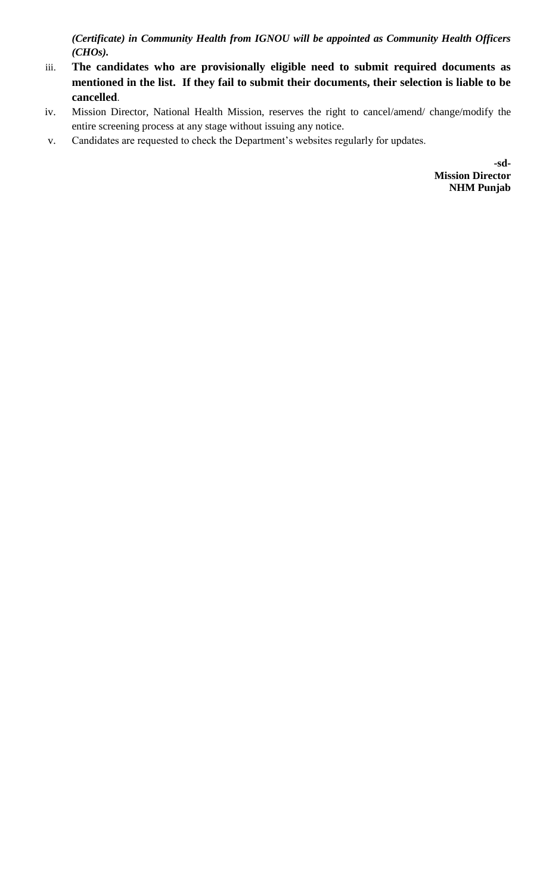***(Certificate) in Community Health from IGNOU will be appointed as Community Health Officers (CHOs).***

iii. **The candidates who are provisionally eligible need to submit required documents as mentioned in the list. If they fail to submit their documents, their selection is liable to be cancelled**.

iv. Mission Director, National Health Mission, reserves the right to cancel/amend/ change/modify the entire screening process at any stage without issuing any notice.

v. Candidates are requested to check the Department's websites regularly for updates.

**-sd-**
**Mission Director**
**NHM Punjab**